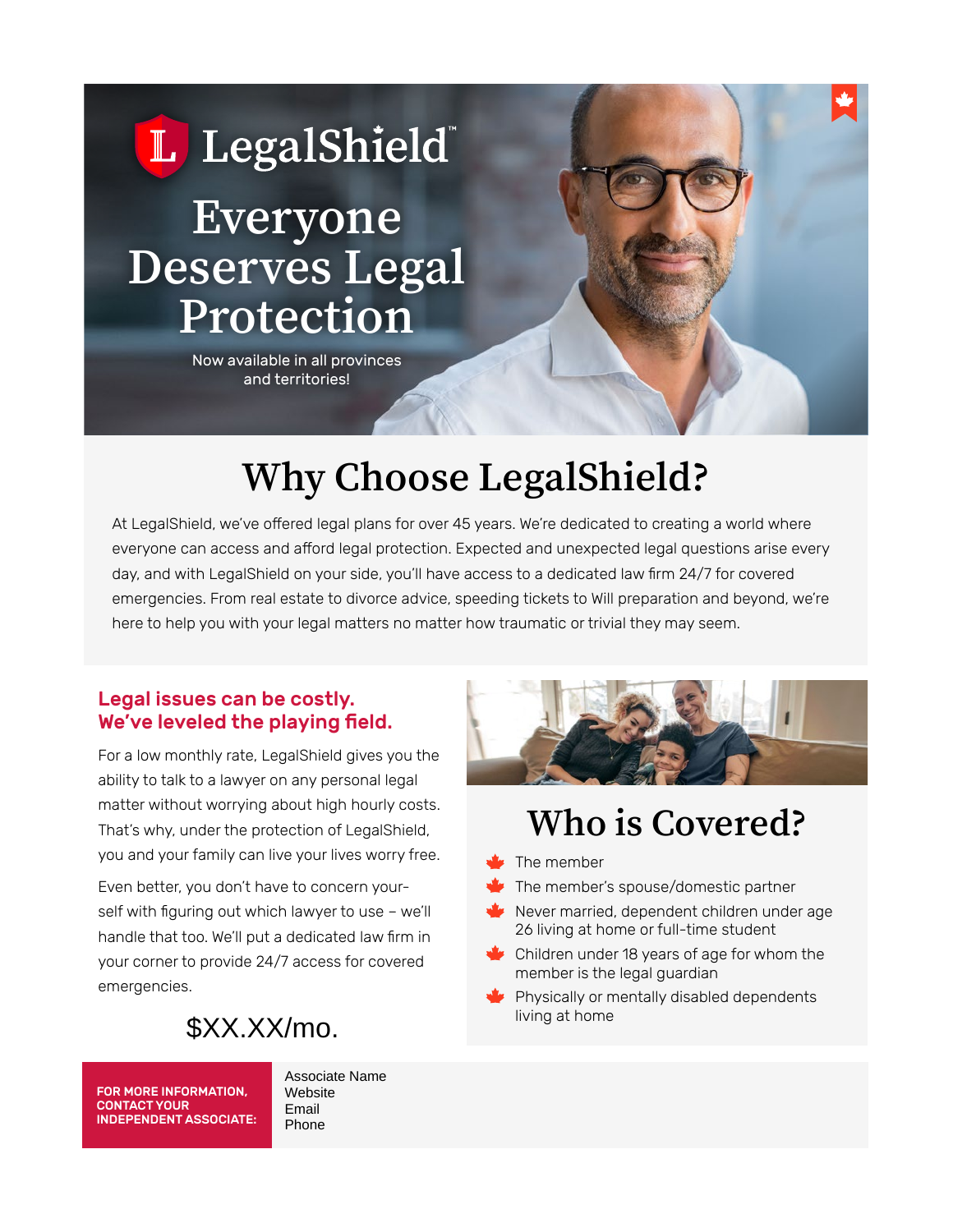# LegalShield™

# Everyone Deserves Legal Protection

Now available in all provinces and territories!

## Why Choose LegalShield?

At LegalShield, we've offered legal plans for over 45 years. We're dedicated to creating a world where everyone can access and afford legal protection. Expected and unexpected legal questions arise every day, and with LegalShield on your side, you'll have access to a dedicated law firm 24/7 for covered emergencies. From real estate to divorce advice, speeding tickets to Will preparation and beyond, we're here to help you with your legal matters no matter how traumatic or trivial they may seem.

### Legal issues can be costly. We've leveled the playing field.

For a low monthly rate, LegalShield gives you the ability to talk to a lawyer on any personal legal matter without worrying about high hourly costs. That's why, under the protection of LegalShield, you and your family can live your lives worry free.

Even better, you don't have to concern yourself with figuring out which lawyer to use – we'll handle that too. We'll put a dedicated law firm in your corner to provide 24/7 access for covered emergencies.

$XX.XX/mo.

## Who is Covered?

- The member
- The member's spouse/domestic partner
- Never married, dependent children under age 26 living at home or full-time student
- Children under 18 years of age for whom the member is the legal guardian
- Physically or mentally disabled dependents living at home

**FOR MORE INFORMATION, CONTACT YOUR INDEPENDENT ASSOCIATE:**

Associate Name
Website
Email
Phone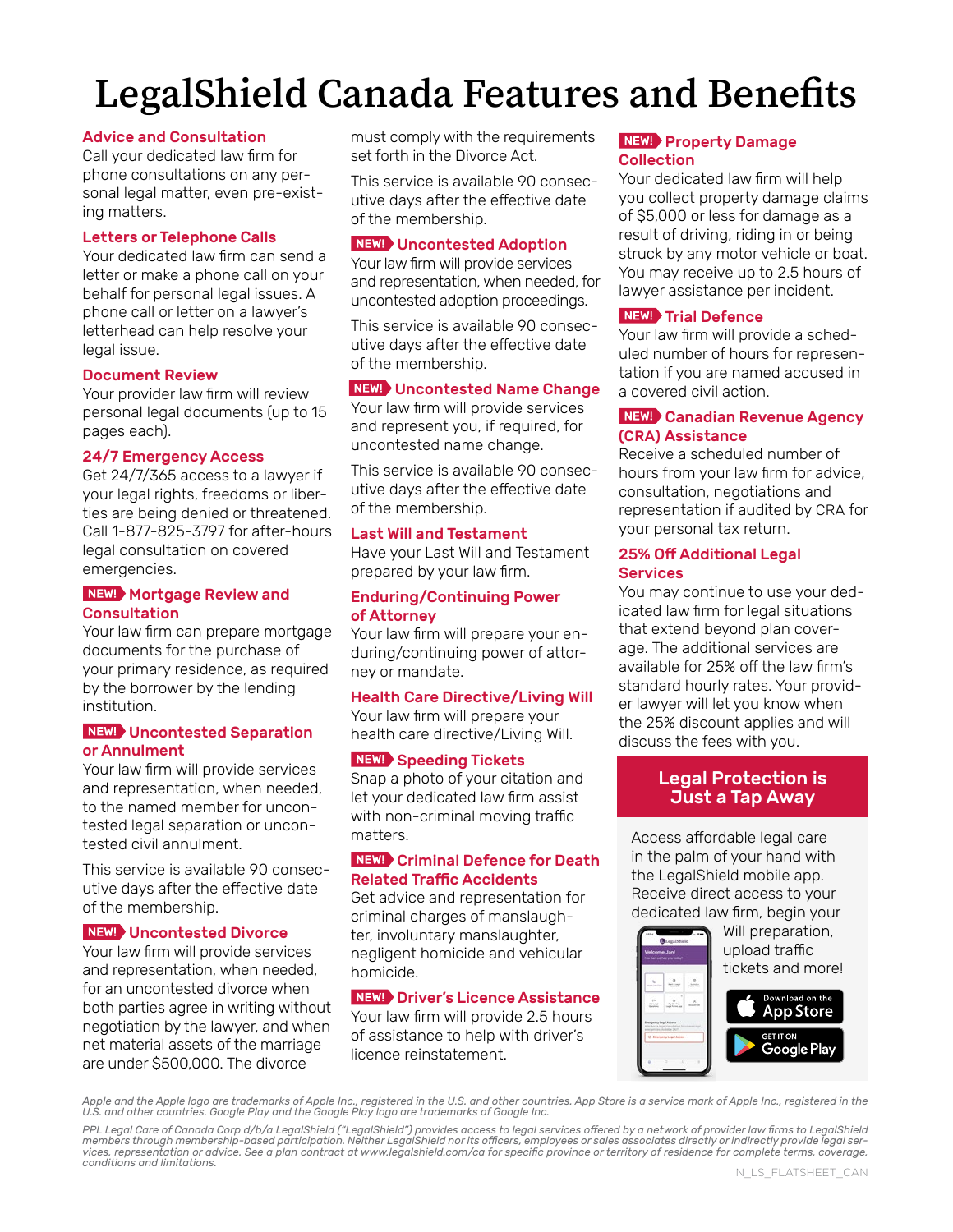# LegalShield Canada Features and Benefits

### Advice and Consultation

Call your dedicated law firm for phone consultations on any personal legal matter, even pre-existing matters.

### Letters or Telephone Calls

Your dedicated law firm can send a letter or make a phone call on your behalf for personal legal issues. A phone call or letter on a lawyer's letterhead can help resolve your legal issue.

### Document Review

Your provider law firm will review personal legal documents (up to 15 pages each).

### 24/7 Emergency Access

Get 24/7/365 access to a lawyer if your legal rights, freedoms or liberties are being denied or threatened. Call 1-877-825-3797 for after-hours legal consultation on covered emergencies.

### NEW! Mortgage Review and Consultation

Your law firm can prepare mortgage documents for the purchase of your primary residence, as required by the borrower by the lending institution.

### NEW! Uncontested Separation or Annulment

Your law firm will provide services and representation, when needed, to the named member for uncontested legal separation or uncontested civil annulment.

This service is available 90 consecutive days after the effective date of the membership.

### NEW! Uncontested Divorce

Your law firm will provide services and representation, when needed, for an uncontested divorce when both parties agree in writing without negotiation by the lawyer, and when net material assets of the marriage are under $500,000. The divorce must comply with the requirements set forth in the Divorce Act.

This service is available 90 consecutive days after the effective date of the membership.

### NEW! Uncontested Adoption

Your law firm will provide services and representation, when needed, for uncontested adoption proceedings.

This service is available 90 consecutive days after the effective date of the membership.

### NEW! Uncontested Name Change

Your law firm will provide services and represent you, if required, for uncontested name change.

This service is available 90 consecutive days after the effective date of the membership.

### Last Will and Testament

Have your Last Will and Testament prepared by your law firm.

### Enduring/Continuing Power of Attorney

Your law firm will prepare your enduring/continuing power of attorney or mandate.

### Health Care Directive/Living Will

Your law firm will prepare your health care directive/Living Will.

### NEW! Speeding Tickets

Snap a photo of your citation and let your dedicated law firm assist with non-criminal moving traffic matters.

### NEW! Criminal Defence for Death Related Traffic Accidents

Get advice and representation for criminal charges of manslaughter, involuntary manslaughter, negligent homicide and vehicular homicide.

### NEW! Driver's Licence Assistance

Your law firm will provide 2.5 hours of assistance to help with driver's licence reinstatement.

### NEW! Property Damage Collection

Your dedicated law firm will help you collect property damage claims of $5,000 or less for damage as a result of driving, riding in or being struck by any motor vehicle or boat. You may receive up to 2.5 hours of lawyer assistance per incident.

### NEW! Trial Defence

Your law firm will provide a scheduled number of hours for representation if you are named accused in a covered civil action.

### NEW! Canadian Revenue Agency (CRA) Assistance

Receive a scheduled number of hours from your law firm for advice, consultation, negotiations and representation if audited by CRA for your personal tax return.

### 25% Off Additional Legal Services

You may continue to use your dedicated law firm for legal situations that extend beyond plan coverage. The additional services are available for 25% off the law firm's standard hourly rates. Your provider lawyer will let you know when the 25% discount applies and will discuss the fees with you.

## Legal Protection is Just a Tap Away

Access affordable legal care in the palm of your hand with the LegalShield mobile app. Receive direct access to your dedicated law firm, begin your Will preparation, upload traffic tickets and more!

Download on the App Store

GET IT ON Google Play

*Apple and the Apple logo are trademarks of Apple Inc., registered in the U.S. and other countries. App Store is a service mark of Apple Inc., registered in the U.S. and other countries. Google Play and the Google Play logo are trademarks of Google Inc.*

*PPL Legal Care of Canada Corp d/b/a LegalShield ("LegalShield") provides access to legal services offered by a network of provider law firms to LegalShield members through membership-based participation. Neither LegalShield nor its officers, employees or sales associates directly or indirectly provide legal services, representation or advice. See a plan contract at www.legalshield.com/ca for specific province or territory of residence for complete terms, coverage, conditions and limitations.*

N_LS_FLATSHEET_CAN